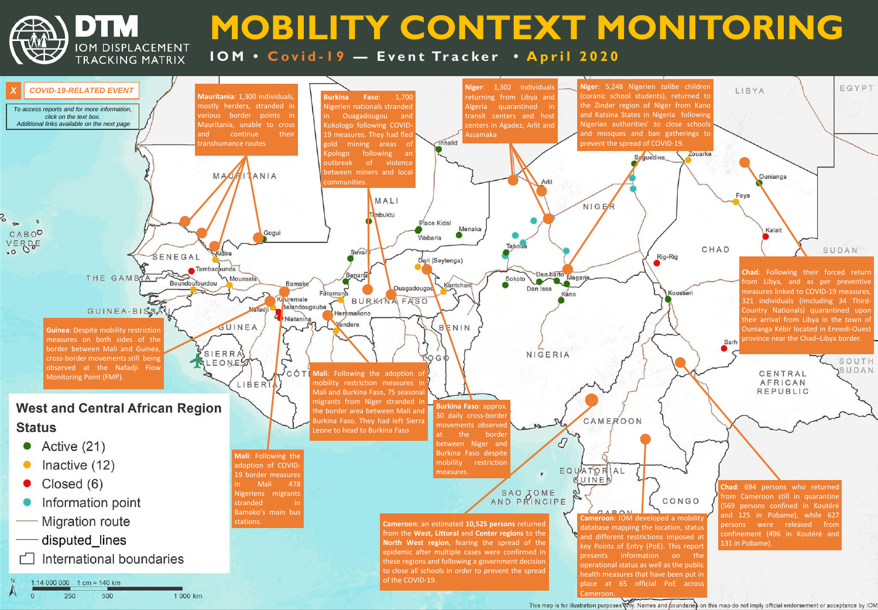# DTM IOM DISPLACEMENT TRACKING MATRIX

# MOBILITY CONTEXT MONITORING

**IOM • Covid-19 — Event Tracker • April 2020**

X COVID-19-RELATED EVENT

*To access reports and for more information, click on the text box. Additional links available on the next page*

**Mauritania**: 1,300 individuals, mostly herders, stranded in various border points in Mauritania, unable to cross and continue their transhumance routes

**Burkina Faso**: 1,700 Nigerien nationals stranded in Ouagadougou and Kokologo following COVID-19 measures. They had fled gold mining areas of Kpologo following an outbreak of violence between miners and local communities.

**Niger**: 1,302 individuals returning from Libya and Algeria quarantined in transit centers and host centers in Agadez, Arlit and Assamaka

**Niger**: 5,248 Nigerien *talibe* children (coranic school students), returned to the Zinder region of Niger from Kano and Katsina States in Nigeria following Nigerian authorities' to close schools and mosques and ban gatherings to prevent the spread of COVID-19.

**Chad**: Following their forced return from Libya, and as per preventive measures linked to COVID-19 measures, 321 individuals (imcluding 34 Third-Country Nationals) quarantined upon their arrival from Libya in the town of Ounianga Kébir located in Ennedi-Ouest province near the Chad–Libya border.

**Guinea**: Despite mobility restriction measures on both sides of the border between Mali and Guinea, cross-border movements still being observed at the Nafadji Flow Monitoring Point (FMP).

**Mali**: Following the adoption of mobility restriction measures in Mali and Burkina Faso, 75 seasonal migrants from Niger stranded in the border area between Mali and Burkina Faso. They had left Sierra Leone to head to Burkina Faso

**Burkina Faso**: approx. 30 daily cross-border movements observed at the border between Niger and Burkina Faso despite mobility restriction measures.

**Mali**: Following the adoption of COVID-19 border measures in Mali 478 Nigeriens migrants stranded in Bamako's main bus stations.

**Cameroon**: an estimated **10,525 persons** returned from the **West, Littoral** and **Center regions** to the **North West region**, fearing the spread of the epidemic after multiple cases were confirmed in these regions and following a government decision to close all schools in order to prevent the spread of the COVID-19.

**Cameroon**: IOM developed a mobility database mapping the location, status and different restrictions imposed at key Points of Entry (PoE). This report presents information on the operational status as well as the public health measures that have been put in place at 65 official PoE across Cameroon.

**Chad**: 694 persons who returned from Cameroon still in quarantine (569 persons confined in Koutéré and 125 in Pobame), while 627 persons were released from confinement (496 in Koutéré and 131 in Pobame).

## West and Central African Region Status

- Active (21)
- Inactive (12)
- Closed (6)
- Information point
- Migration route
- disputed_lines
- International boundaries

1:14 000 000 1 cm = 140 km

0 250 500 1 000 km

This map is for illustration purposes only. Names and boundaries on this map do not imply official endorsement or acceptance by IOM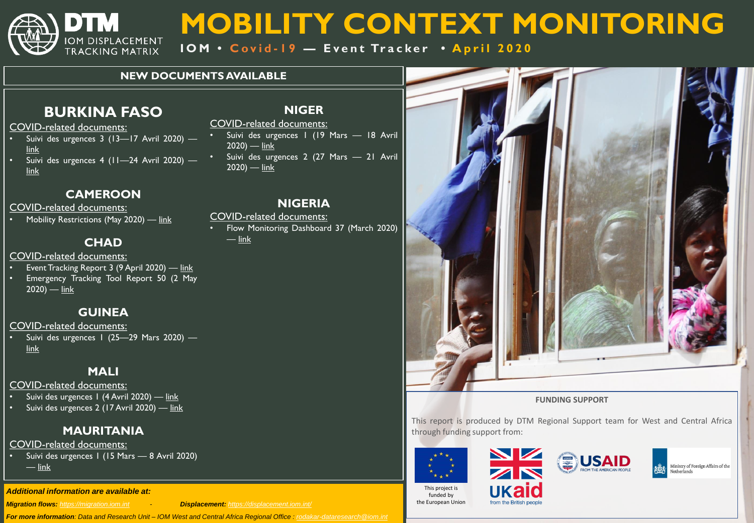# MOBILITY CONTEXT MONITORING

**IOM • Covid-19 — Event Tracker • April 2020**

DTM IOM DISPLACEMENT TRACKING MATRIX

## NEW DOCUMENTS AVAILABLE

### BURKINA FASO

COVID-related documents:

- Suivi des urgences 3 (13—17 Avril 2020) — link
- Suivi des urgences 4 (11—24 Avril 2020) — link

### CAMEROON

COVID-related documents:

- Mobility Restrictions (May 2020) — link

### CHAD

COVID-related documents:

- Event Tracking Report 3 (9 April 2020) — link
- Emergency Tracking Tool Report 50 (2 May 2020) — link

### GUINEA

COVID-related documents:

- Suivi des urgences 1 (25—29 Mars 2020) — link

### MALI

COVID-related documents:

- Suivi des urgences 1 (4 Avril 2020) — link
- Suivi des urgences 2 (17 Avril 2020) — link

### MAURITANIA

COVID-related documents:

- Suivi des urgences 1 (15 Mars — 8 Avril 2020) — link

### NIGER

COVID-related documents:

- Suivi des urgences 1 (19 Mars — 18 Avril 2020) — link
- Suivi des urgences 2 (27 Mars — 21 Avril 2020) — link

### NIGERIA

COVID-related documents:

- Flow Monitoring Dashboard 37 (March 2020) — link

***Additional information are available at:***

***Migration flows:*** *https://migration.iom.int* - ***Displacement:*** *https://displacement.iom.int/*

***For more information****: Data and Research Unit – IOM West and Central Africa Regional Office : rodakar-dataresearch@iom.int*

**FUNDING SUPPORT**

This report is produced by DTM Regional Support team for West and Central Africa through funding support from:

This project is funded by the European Union

UKaid from the British people

USAID FROM THE AMERICAN PEOPLE

Ministry of Foreign Affairs of the Netherlands